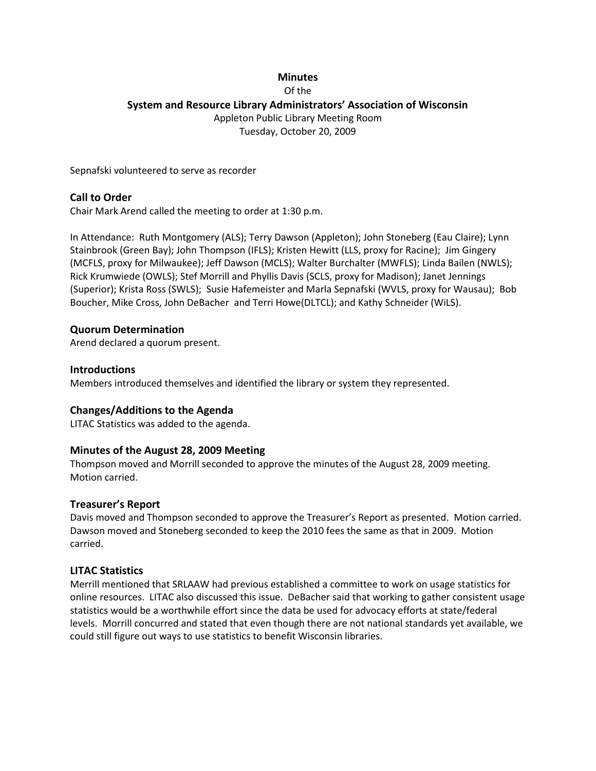**Minutes**

Of the

**System and Resource Library Administrators' Association of Wisconsin**

Appleton Public Library Meeting Room

Tuesday, October 20, 2009

Sepnafski volunteered to serve as recorder

## Call to Order

Chair Mark Arend called the meeting to order at 1:30 p.m.

In Attendance: Ruth Montgomery (ALS); Terry Dawson (Appleton); John Stoneberg (Eau Claire); Lynn Stainbrook (Green Bay); John Thompson (IFLS); Kristen Hewitt (LLS, proxy for Racine); Jim Gingery (MCFLS, proxy for Milwaukee); Jeff Dawson (MCLS); Walter Burchalter (MWFLS); Linda Bailen (NWLS); Rick Krumwiede (OWLS); Stef Morrill and Phyllis Davis (SCLS, proxy for Madison); Janet Jennings (Superior); Krista Ross (SWLS); Susie Hafemeister and Marla Sepnafski (WVLS, proxy for Wausau); Bob Boucher, Mike Cross, John DeBacher and Terri Howe(DLTCL); and Kathy Schneider (WiLS).

## Quorum Determination

Arend declared a quorum present.

## Introductions

Members introduced themselves and identified the library or system they represented.

## Changes/Additions to the Agenda

LITAC Statistics was added to the agenda.

## Minutes of the August 28, 2009 Meeting

Thompson moved and Morrill seconded to approve the minutes of the August 28, 2009 meeting. Motion carried.

## Treasurer's Report

Davis moved and Thompson seconded to approve the Treasurer's Report as presented. Motion carried. Dawson moved and Stoneberg seconded to keep the 2010 fees the same as that in 2009. Motion carried.

## LITAC Statistics

Merrill mentioned that SRLAAW had previous established a committee to work on usage statistics for online resources. LITAC also discussed this issue. DeBacher said that working to gather consistent usage statistics would be a worthwhile effort since the data be used for advocacy efforts at state/federal levels. Morrill concurred and stated that even though there are not national standards yet available, we could still figure out ways to use statistics to benefit Wisconsin libraries.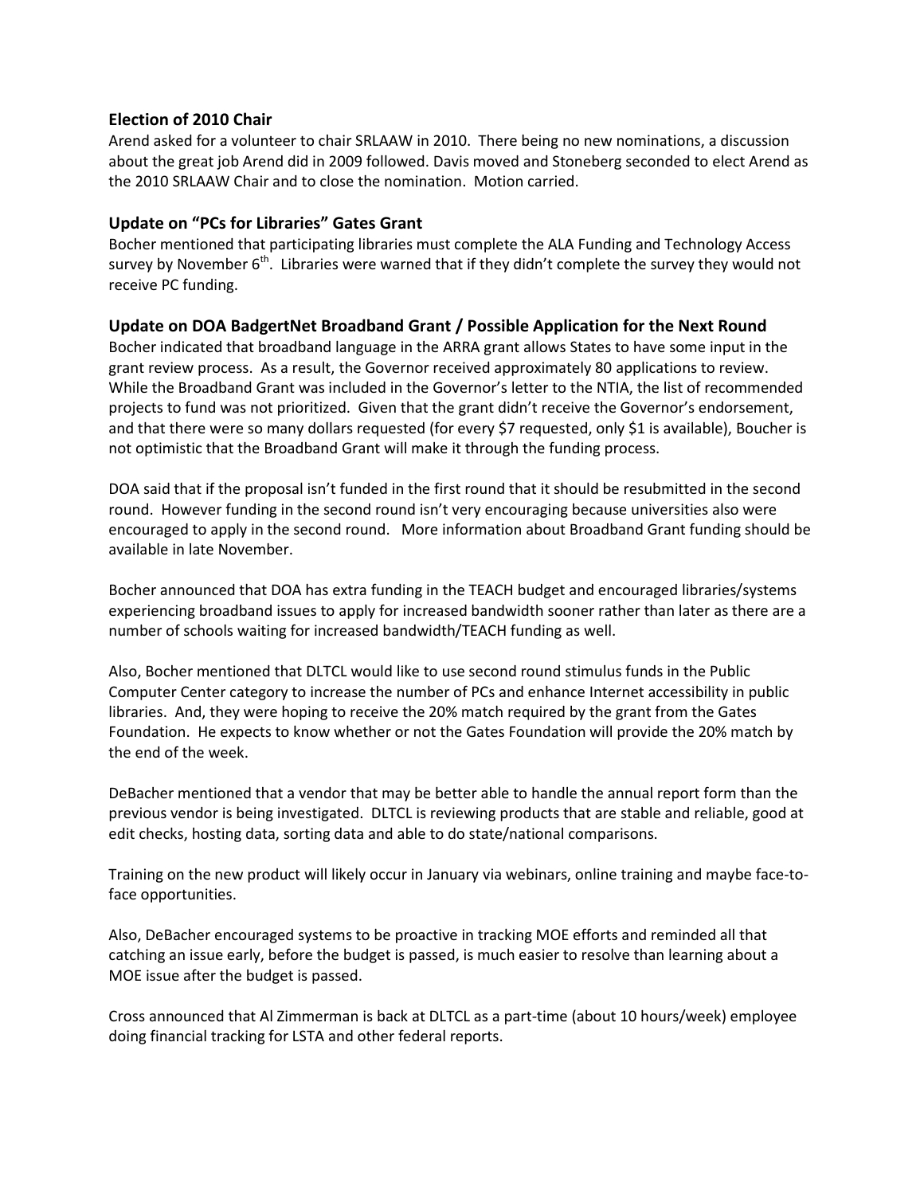### Election of 2010 Chair

Arend asked for a volunteer to chair SRLAAW in 2010. There being no new nominations, a discussion about the great job Arend did in 2009 followed. Davis moved and Stoneberg seconded to elect Arend as the 2010 SRLAAW Chair and to close the nomination. Motion carried.

### Update on "PCs for Libraries" Gates Grant

Bocher mentioned that participating libraries must complete the ALA Funding and Technology Access survey by November 6th. Libraries were warned that if they didn't complete the survey they would not receive PC funding.

### Update on DOA BadgertNet Broadband Grant / Possible Application for the Next Round

Bocher indicated that broadband language in the ARRA grant allows States to have some input in the grant review process. As a result, the Governor received approximately 80 applications to review. While the Broadband Grant was included in the Governor's letter to the NTIA, the list of recommended projects to fund was not prioritized. Given that the grant didn't receive the Governor's endorsement, and that there were so many dollars requested (for every $7 requested, only $1 is available), Boucher is not optimistic that the Broadband Grant will make it through the funding process.

DOA said that if the proposal isn't funded in the first round that it should be resubmitted in the second round. However funding in the second round isn't very encouraging because universities also were encouraged to apply in the second round. More information about Broadband Grant funding should be available in late November.

Bocher announced that DOA has extra funding in the TEACH budget and encouraged libraries/systems experiencing broadband issues to apply for increased bandwidth sooner rather than later as there are a number of schools waiting for increased bandwidth/TEACH funding as well.

Also, Bocher mentioned that DLTCL would like to use second round stimulus funds in the Public Computer Center category to increase the number of PCs and enhance Internet accessibility in public libraries. And, they were hoping to receive the 20% match required by the grant from the Gates Foundation. He expects to know whether or not the Gates Foundation will provide the 20% match by the end of the week.

DeBacher mentioned that a vendor that may be better able to handle the annual report form than the previous vendor is being investigated. DLTCL is reviewing products that are stable and reliable, good at edit checks, hosting data, sorting data and able to do state/national comparisons.

Training on the new product will likely occur in January via webinars, online training and maybe face-to-face opportunities.

Also, DeBacher encouraged systems to be proactive in tracking MOE efforts and reminded all that catching an issue early, before the budget is passed, is much easier to resolve than learning about a MOE issue after the budget is passed.

Cross announced that Al Zimmerman is back at DLTCL as a part-time (about 10 hours/week) employee doing financial tracking for LSTA and other federal reports.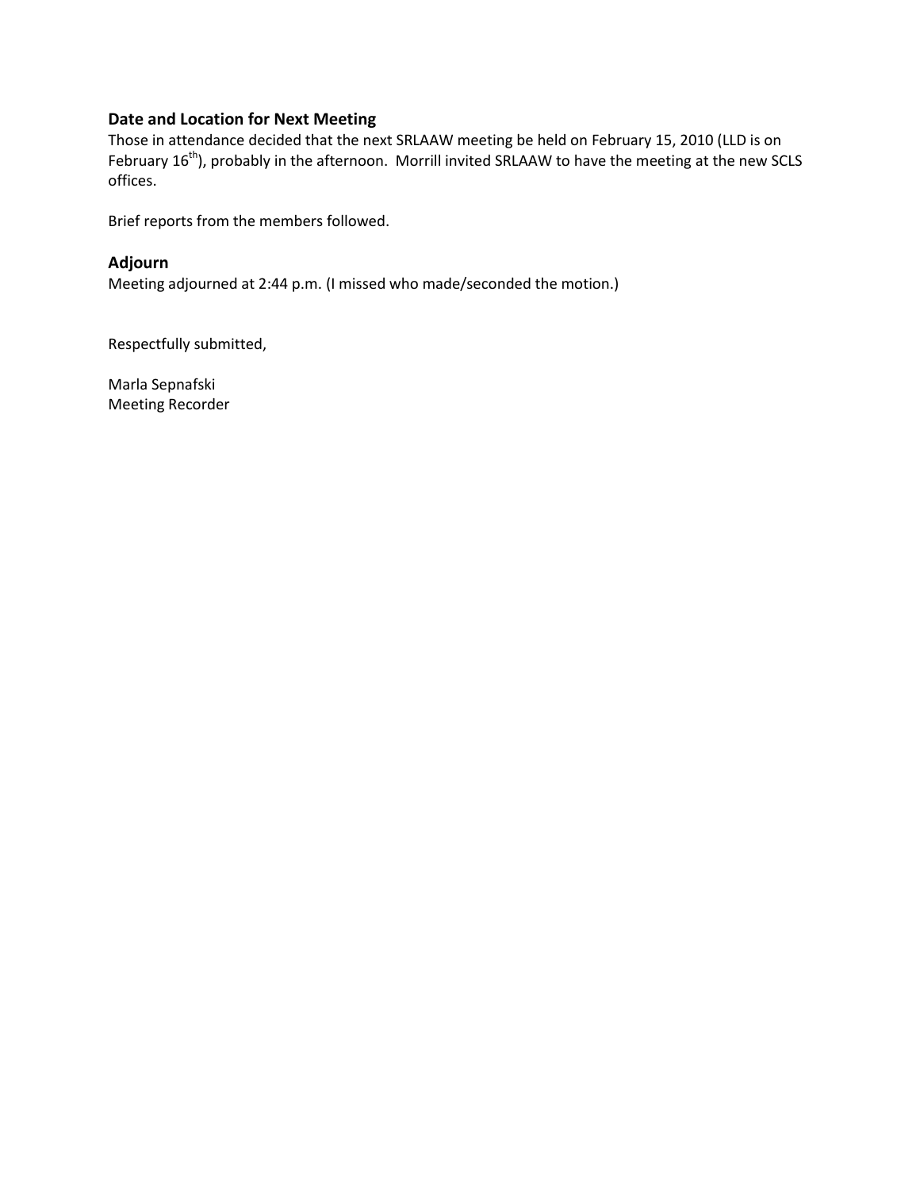## Date and Location for Next Meeting

Those in attendance decided that the next SRLAAW meeting be held on February 15, 2010 (LLD is on February 16th), probably in the afternoon. Morrill invited SRLAAW to have the meeting at the new SCLS offices.

Brief reports from the members followed.

## Adjourn

Meeting adjourned at 2:44 p.m. (I missed who made/seconded the motion.)

Respectfully submitted,

Marla Sepnafski
Meeting Recorder